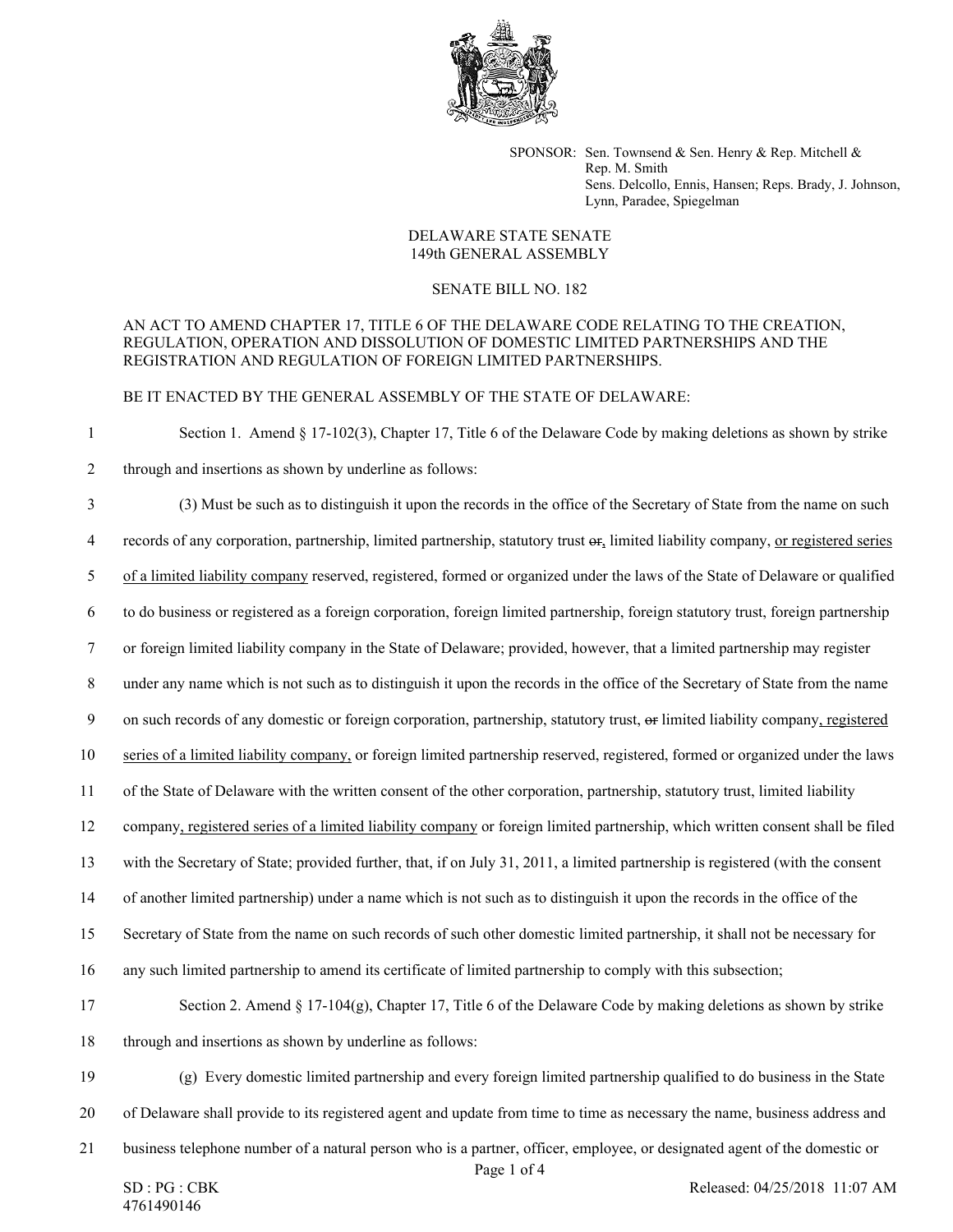SPONSOR: Sen. Townsend & Sen. Henry & Rep. Mitchell & Rep. M. Smith
Sens. Delcollo, Ennis, Hansen; Reps. Brady, J. Johnson, Lynn, Paradee, Spiegelman

DELAWARE STATE SENATE
149th GENERAL ASSEMBLY

SENATE BILL NO. 182

AN ACT TO AMEND CHAPTER 17, TITLE 6 OF THE DELAWARE CODE RELATING TO THE CREATION, REGULATION, OPERATION AND DISSOLUTION OF DOMESTIC LIMITED PARTNERSHIPS AND THE REGISTRATION AND REGULATION OF FOREIGN LIMITED PARTNERSHIPS.

BE IT ENACTED BY THE GENERAL ASSEMBLY OF THE STATE OF DELAWARE:

1 Section 1. Amend § 17-102(3), Chapter 17, Title 6 of the Delaware Code by making deletions as shown by strike
2 through and insertions as shown by underline as follows:

3 (3) Must be such as to distinguish it upon the records in the office of the Secretary of State from the name on such
4 records of any corporation, partnership, limited partnership, statutory trust ~~or~~, limited liability company, <u>or registered series</u>
5 <u>of a limited liability company</u> reserved, registered, formed or organized under the laws of the State of Delaware or qualified
6 to do business or registered as a foreign corporation, foreign limited partnership, foreign statutory trust, foreign partnership
7 or foreign limited liability company in the State of Delaware; provided, however, that a limited partnership may register
8 under any name which is not such as to distinguish it upon the records in the office of the Secretary of State from the name
9 on such records of any domestic or foreign corporation, partnership, statutory trust, ~~or~~ limited liability company<u>, registered</u>
10 <u>series of a limited liability company,</u> or foreign limited partnership reserved, registered, formed or organized under the laws
11 of the State of Delaware with the written consent of the other corporation, partnership, statutory trust, limited liability
12 company<u>, registered series of a limited liability company</u> or foreign limited partnership, which written consent shall be filed
13 with the Secretary of State; provided further, that, if on July 31, 2011, a limited partnership is registered (with the consent
14 of another limited partnership) under a name which is not such as to distinguish it upon the records in the office of the
15 Secretary of State from the name on such records of such other domestic limited partnership, it shall not be necessary for
16 any such limited partnership to amend its certificate of limited partnership to comply with this subsection;

17 Section 2. Amend § 17-104(g), Chapter 17, Title 6 of the Delaware Code by making deletions as shown by strike
18 through and insertions as shown by underline as follows:

19 (g) Every domestic limited partnership and every foreign limited partnership qualified to do business in the State
20 of Delaware shall provide to its registered agent and update from time to time as necessary the name, business address and
21 business telephone number of a natural person who is a partner, officer, employee, or designated agent of the domestic or

SD : PG : CBK
4761490146

Released: 04/25/2018 11:07 AM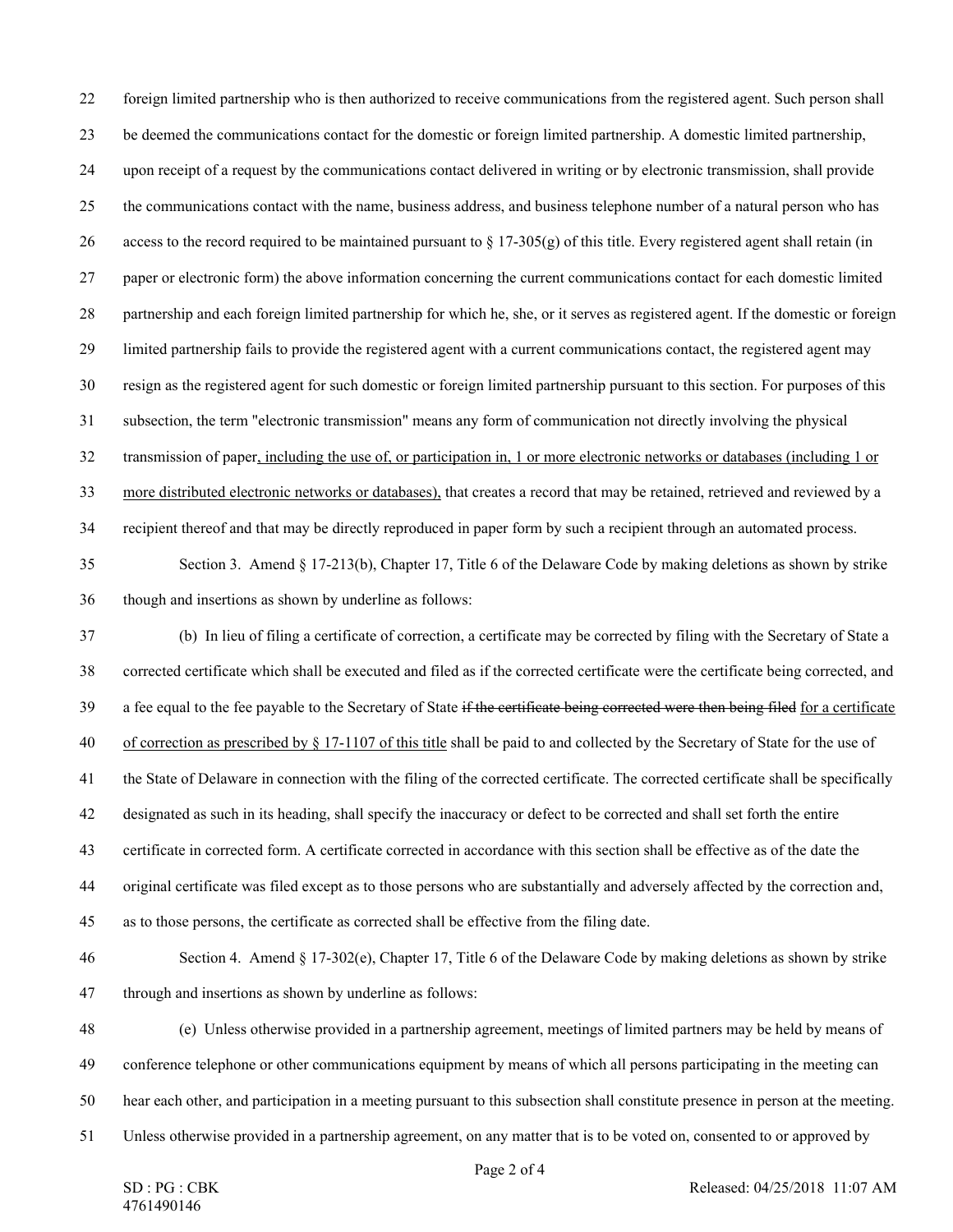foreign limited partnership who is then authorized to receive communications from the registered agent. Such person shall be deemed the communications contact for the domestic or foreign limited partnership. A domestic limited partnership, upon receipt of a request by the communications contact delivered in writing or by electronic transmission, shall provide the communications contact with the name, business address, and business telephone number of a natural person who has access to the record required to be maintained pursuant to § 17-305(g) of this title. Every registered agent shall retain (in paper or electronic form) the above information concerning the current communications contact for each domestic limited partnership and each foreign limited partnership for which he, she, or it serves as registered agent. If the domestic or foreign limited partnership fails to provide the registered agent with a current communications contact, the registered agent may resign as the registered agent for such domestic or foreign limited partnership pursuant to this section. For purposes of this subsection, the term "electronic transmission" means any form of communication not directly involving the physical transmission of paper<u>, including the use of, or participation in, 1 or more electronic networks or databases (including 1 or more distributed electronic networks or databases),</u> that creates a record that may be retained, retrieved and reviewed by a recipient thereof and that may be directly reproduced in paper form by such a recipient through an automated process.

Section 3. Amend § 17-213(b), Chapter 17, Title 6 of the Delaware Code by making deletions as shown by strike though and insertions as shown by underline as follows:

(b) In lieu of filing a certificate of correction, a certificate may be corrected by filing with the Secretary of State a corrected certificate which shall be executed and filed as if the corrected certificate were the certificate being corrected, and a fee equal to the fee payable to the Secretary of State ~~if the certificate being corrected were then being filed~~ <u>for a certificate of correction as prescribed by § 17-1107 of this title</u> shall be paid to and collected by the Secretary of State for the use of the State of Delaware in connection with the filing of the corrected certificate. The corrected certificate shall be specifically designated as such in its heading, shall specify the inaccuracy or defect to be corrected and shall set forth the entire certificate in corrected form. A certificate corrected in accordance with this section shall be effective as of the date the original certificate was filed except as to those persons who are substantially and adversely affected by the correction and, as to those persons, the certificate as corrected shall be effective from the filing date.

Section 4. Amend § 17-302(e), Chapter 17, Title 6 of the Delaware Code by making deletions as shown by strike through and insertions as shown by underline as follows:

(e) Unless otherwise provided in a partnership agreement, meetings of limited partners may be held by means of conference telephone or other communications equipment by means of which all persons participating in the meeting can hear each other, and participation in a meeting pursuant to this subsection shall constitute presence in person at the meeting. Unless otherwise provided in a partnership agreement, on any matter that is to be voted on, consented to or approved by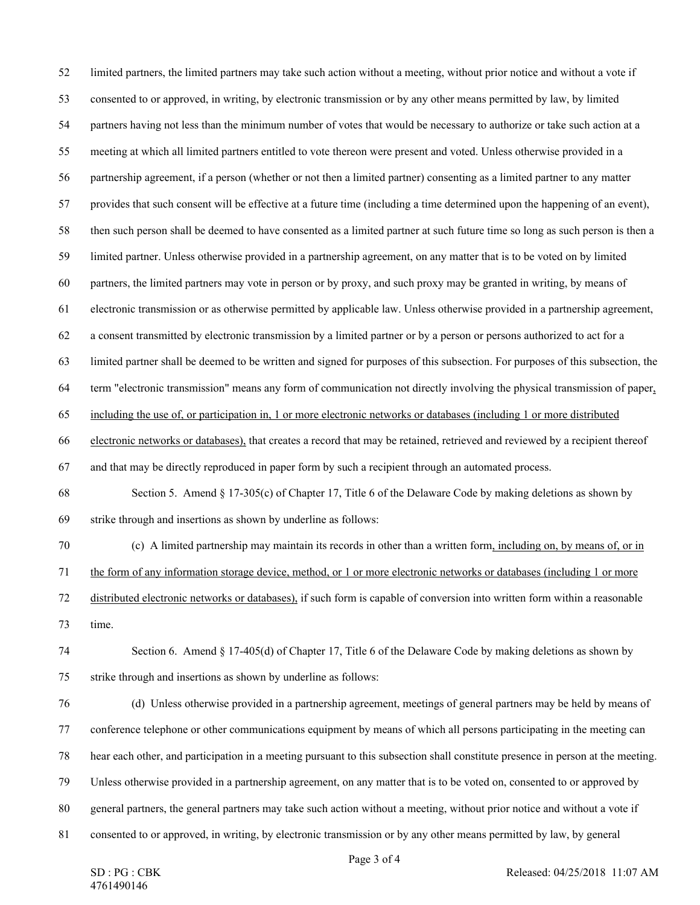limited partners, the limited partners may take such action without a meeting, without prior notice and without a vote if consented to or approved, in writing, by electronic transmission or by any other means permitted by law, by limited partners having not less than the minimum number of votes that would be necessary to authorize or take such action at a meeting at which all limited partners entitled to vote thereon were present and voted. Unless otherwise provided in a partnership agreement, if a person (whether or not then a limited partner) consenting as a limited partner to any matter provides that such consent will be effective at a future time (including a time determined upon the happening of an event), then such person shall be deemed to have consented as a limited partner at such future time so long as such person is then a limited partner. Unless otherwise provided in a partnership agreement, on any matter that is to be voted on by limited partners, the limited partners may vote in person or by proxy, and such proxy may be granted in writing, by means of electronic transmission or as otherwise permitted by applicable law. Unless otherwise provided in a partnership agreement, a consent transmitted by electronic transmission by a limited partner or by a person or persons authorized to act for a limited partner shall be deemed to be written and signed for purposes of this subsection. For purposes of this subsection, the term "electronic transmission" means any form of communication not directly involving the physical transmission of paper<u>, including the use of, or participation in, 1 or more electronic networks or databases (including 1 or more distributed electronic networks or databases),</u> that creates a record that may be retained, retrieved and reviewed by a recipient thereof and that may be directly reproduced in paper form by such a recipient through an automated process.

Section 5. Amend § 17-305(c) of Chapter 17, Title 6 of the Delaware Code by making deletions as shown by strike through and insertions as shown by underline as follows:

(c) A limited partnership may maintain its records in other than a written form<u>, including on, by means of, or in the form of any information storage device, method, or 1 or more electronic networks or databases (including 1 or more distributed electronic networks or databases),</u> if such form is capable of conversion into written form within a reasonable time.

Section 6. Amend § 17-405(d) of Chapter 17, Title 6 of the Delaware Code by making deletions as shown by strike through and insertions as shown by underline as follows:

(d) Unless otherwise provided in a partnership agreement, meetings of general partners may be held by means of conference telephone or other communications equipment by means of which all persons participating in the meeting can hear each other, and participation in a meeting pursuant to this subsection shall constitute presence in person at the meeting. Unless otherwise provided in a partnership agreement, on any matter that is to be voted on, consented to or approved by general partners, the general partners may take such action without a meeting, without prior notice and without a vote if consented to or approved, in writing, by electronic transmission or by any other means permitted by law, by general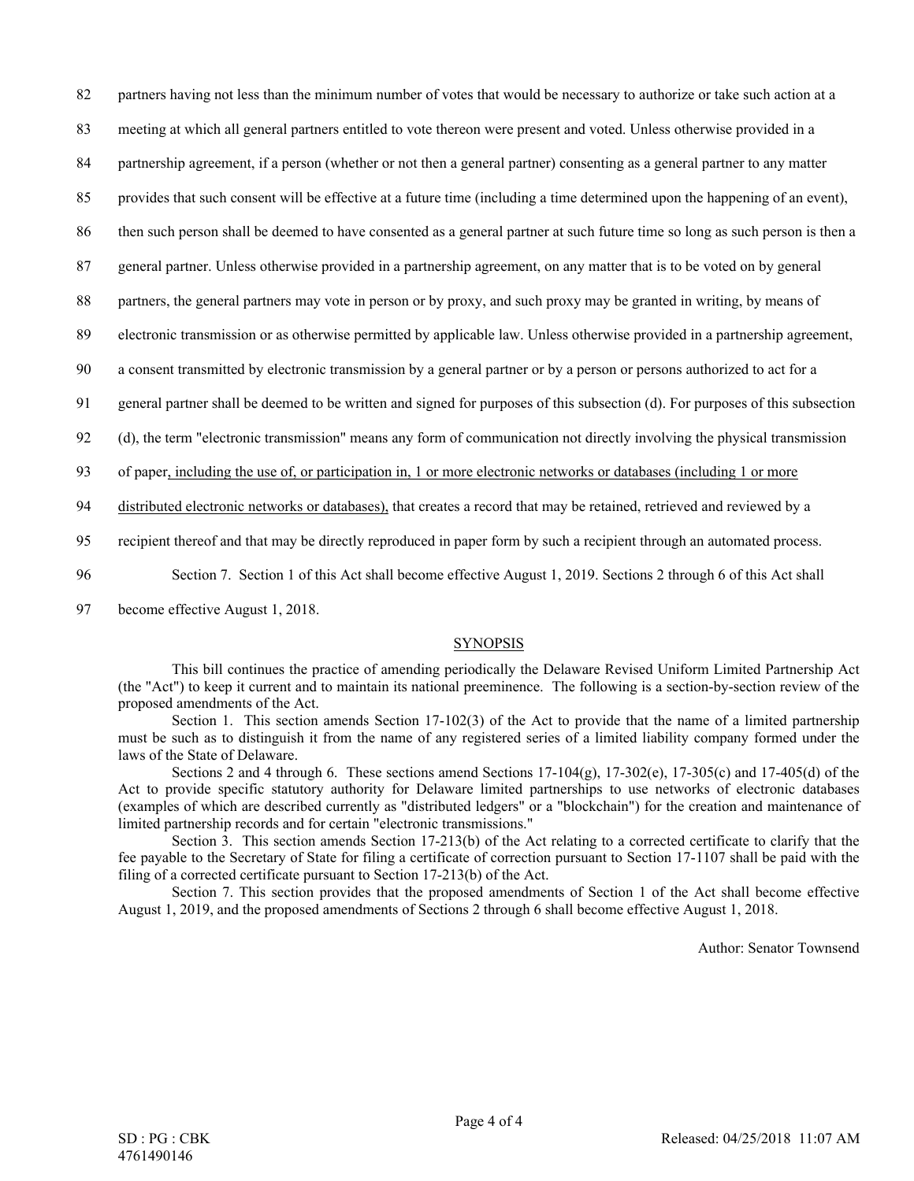82 partners having not less than the minimum number of votes that would be necessary to authorize or take such action at a

83 meeting at which all general partners entitled to vote thereon were present and voted. Unless otherwise provided in a

84 partnership agreement, if a person (whether or not then a general partner) consenting as a general partner to any matter

85 provides that such consent will be effective at a future time (including a time determined upon the happening of an event),

86 then such person shall be deemed to have consented as a general partner at such future time so long as such person is then a

87 general partner. Unless otherwise provided in a partnership agreement, on any matter that is to be voted on by general

88 partners, the general partners may vote in person or by proxy, and such proxy may be granted in writing, by means of

89 electronic transmission or as otherwise permitted by applicable law. Unless otherwise provided in a partnership agreement,

90 a consent transmitted by electronic transmission by a general partner or by a person or persons authorized to act for a

91 general partner shall be deemed to be written and signed for purposes of this subsection (d). For purposes of this subsection

92 (d), the term "electronic transmission" means any form of communication not directly involving the physical transmission

93 of paper<u>, including the use of, or participation in, 1 or more electronic networks or databases (including 1 or more</u>

94 <u>distributed electronic networks or databases),</u> that creates a record that may be retained, retrieved and reviewed by a

95 recipient thereof and that may be directly reproduced in paper form by such a recipient through an automated process.

96 Section 7. Section 1 of this Act shall become effective August 1, 2019. Sections 2 through 6 of this Act shall

97 become effective August 1, 2018.

## SYNOPSIS

This bill continues the practice of amending periodically the Delaware Revised Uniform Limited Partnership Act (the "Act") to keep it current and to maintain its national preeminence. The following is a section-by-section review of the proposed amendments of the Act.

Section 1. This section amends Section 17-102(3) of the Act to provide that the name of a limited partnership must be such as to distinguish it from the name of any registered series of a limited liability company formed under the laws of the State of Delaware.

Sections 2 and 4 through 6. These sections amend Sections 17-104(g), 17-302(e), 17-305(c) and 17-405(d) of the Act to provide specific statutory authority for Delaware limited partnerships to use networks of electronic databases (examples of which are described currently as "distributed ledgers" or a "blockchain") for the creation and maintenance of limited partnership records and for certain "electronic transmissions."

Section 3. This section amends Section 17-213(b) of the Act relating to a corrected certificate to clarify that the fee payable to the Secretary of State for filing a certificate of correction pursuant to Section 17-1107 shall be paid with the filing of a corrected certificate pursuant to Section 17-213(b) of the Act.

Section 7. This section provides that the proposed amendments of Section 1 of the Act shall become effective August 1, 2019, and the proposed amendments of Sections 2 through 6 shall become effective August 1, 2018.

Author: Senator Townsend

SD : PG : CBK
4761490146

Released: 04/25/2018 11:07 AM